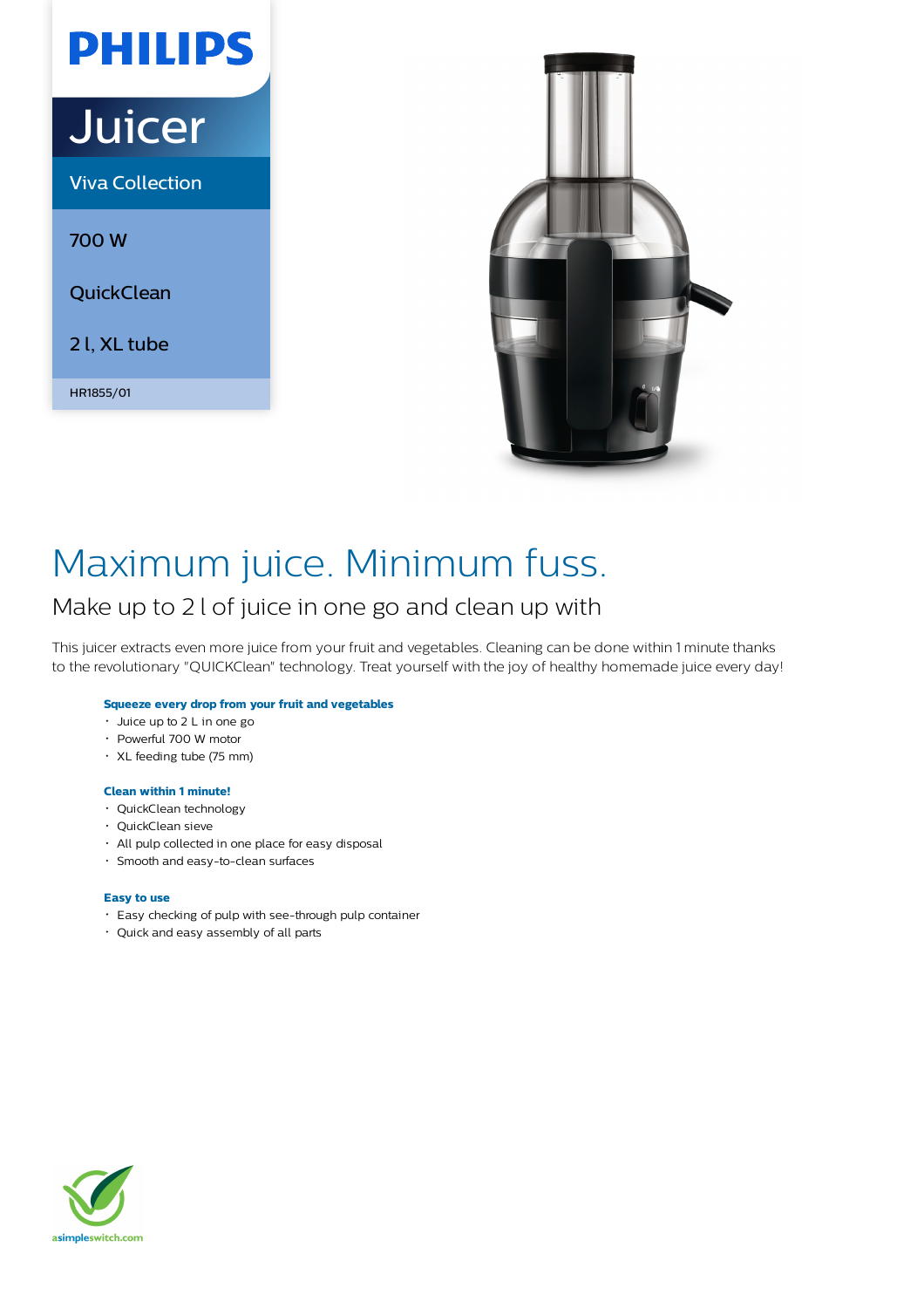PHILIPS

# Juicer

Viva Collection

700 W

QuickClean

2 l, XL tube

HR1855/01

# Maximum juice. Minimum fuss.

## Make up to 2 l of juice in one go and clean up with

This juicer extracts even more juice from your fruit and vegetables. Cleaning can be done within 1 minute thanks to the revolutionary "QUICKClean" technology. Treat yourself with the joy of healthy homemade juice every day!

**Squeeze every drop from your fruit and vegetables**

- Juice up to 2 L in one go
- Powerful 700 W motor
- XL feeding tube (75 mm)

**Clean within 1 minute!**

- QuickClean technology
- QuickClean sieve
- All pulp collected in one place for easy disposal
- Smooth and easy-to-clean surfaces

**Easy to use**

- Easy checking of pulp with see-through pulp container
- Quick and easy assembly of all parts

asimpleswitch.com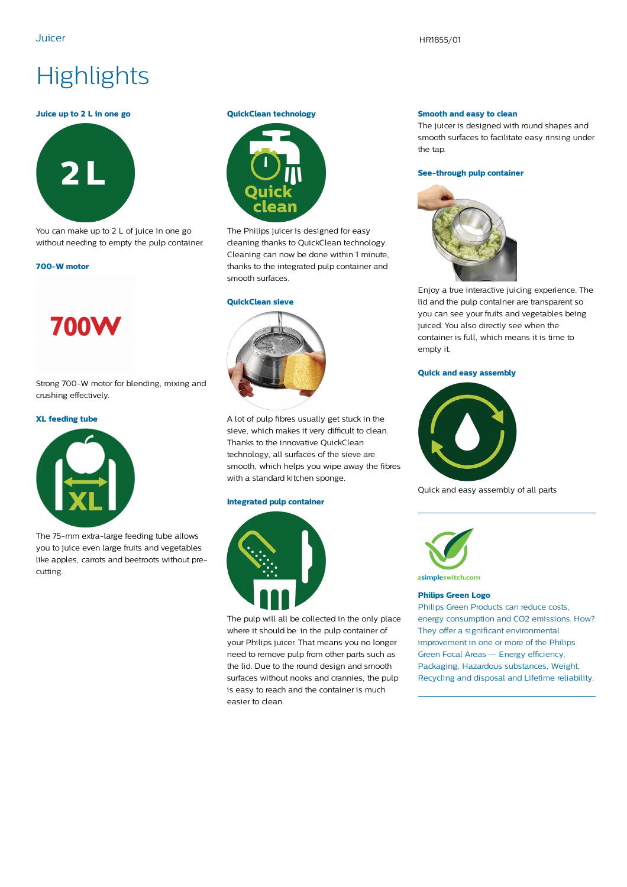# Highlights

### Juice up to 2 L in one go

You can make up to 2 L of juice in one go without needing to empty the pulp container.

### 700-W motor

Strong 700-W motor for blending, mixing and crushing effectively.

### XL feeding tube

The 75-mm extra-large feeding tube allows you to juice even large fruits and vegetables like apples, carrots and beetroots without pre-cutting.

### QuickClean technology

The Philips juicer is designed for easy cleaning thanks to QuickClean technology. Cleaning can now be done within 1 minute, thanks to the integrated pulp container and smooth surfaces.

### QuickClean sieve

A lot of pulp fibres usually get stuck in the sieve, which makes it very difficult to clean. Thanks to the innovative QuickClean technology, all surfaces of the sieve are smooth, which helps you wipe away the fibres with a standard kitchen sponge.

### Integrated pulp container

The pulp will all be collected in the only place where it should be: in the pulp container of your Philips juicer. That means you no longer need to remove pulp from other parts such as the lid. Due to the round design and smooth surfaces without nooks and crannies, the pulp is easy to reach and the container is much easier to clean.

### Smooth and easy to clean

The juicer is designed with round shapes and smooth surfaces to facilitate easy rinsing under the tap.

### See-through pulp container

Enjoy a true interactive juicing experience. The lid and the pulp container are transparent so you can see your fruits and vegetables being juiced. You also directly see when the container is full, which means it is time to empty it.

### Quick and easy assembly

Quick and easy assembly of all parts

---

asimpleswitch.com

### Philips Green Logo

Philips Green Products can reduce costs, energy consumption and $CO_2$ emissions. How? They offer a significant environmental improvement in one or more of the Philips Green Focal Areas — Energy efficiency, Packaging, Hazardous substances, Weight, Recycling and disposal and Lifetime reliability.

---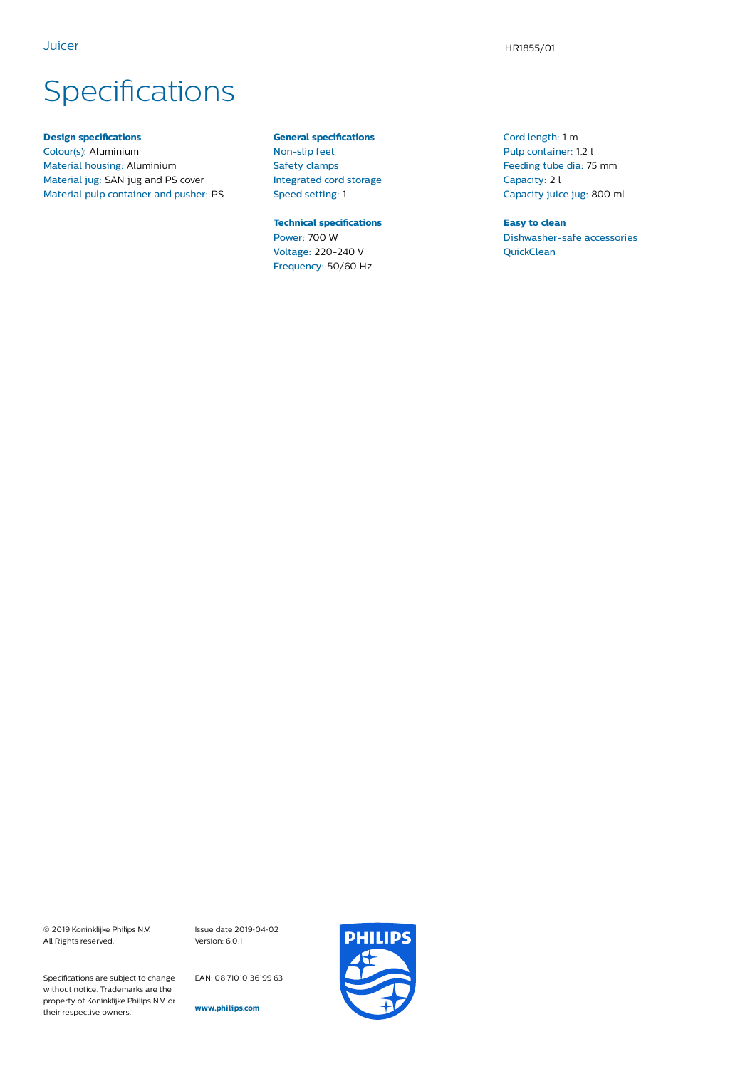# Specifications

### Design specifications

- Colour(s): Aluminium
- Material housing: Aluminium
- Material jug: SAN jug and PS cover
- Material pulp container and pusher: PS

### General specifications

- Non-slip feet
- Safety clamps
- Integrated cord storage
- Speed setting: 1
- Cord length: 1 m
- Pulp container: 1.2 l
- Feeding tube dia: 75 mm
- Capacity: 2 l
- Capacity juice jug: 800 ml

### Technical specifications

- Power: 700 W
- Voltage: 220-240 V
- Frequency: 50/60 Hz

### Easy to clean

- Dishwasher-safe accessories
- QuickClean

© 2019 Koninklijke Philips N.V.
All Rights reserved.

Specifications are subject to change without notice. Trademarks are the property of Koninklijke Philips N.V. or their respective owners.

Issue date 2019-04-02
Version: 6.0.1

EAN: 08 71010 36199 63

**www.philips.com**